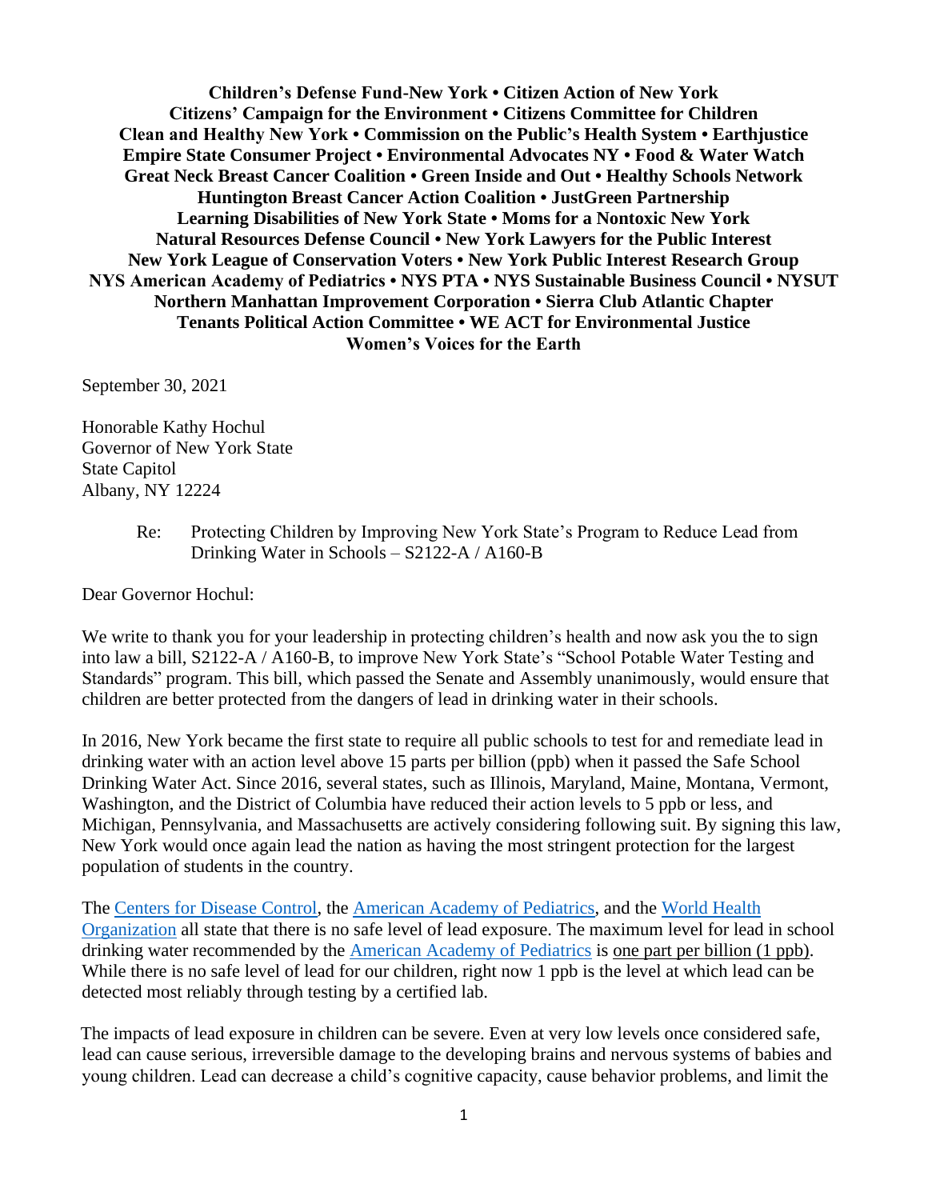**Children's Defense Fund-New York • Citizen Action of New York**
**Citizens' Campaign for the Environment • Citizens Committee for Children**
**Clean and Healthy New York • Commission on the Public's Health System • Earthjustice**
**Empire State Consumer Project • Environmental Advocates NY • Food & Water Watch**
**Great Neck Breast Cancer Coalition • Green Inside and Out • Healthy Schools Network**
**Huntington Breast Cancer Action Coalition • JustGreen Partnership**
**Learning Disabilities of New York State • Moms for a Nontoxic New York**
**Natural Resources Defense Council • New York Lawyers for the Public Interest**
**New York League of Conservation Voters • New York Public Interest Research Group**
**NYS American Academy of Pediatrics • NYS PTA • NYS Sustainable Business Council • NYSUT**
**Northern Manhattan Improvement Corporation • Sierra Club Atlantic Chapter**
**Tenants Political Action Committee • WE ACT for Environmental Justice**
**Women's Voices for the Earth**

September 30, 2021

Honorable Kathy Hochul
Governor of New York State
State Capitol
Albany, NY 12224

Re: Protecting Children by Improving New York State's Program to Reduce Lead from Drinking Water in Schools – S2122-A / A160-B

Dear Governor Hochul:

We write to thank you for your leadership in protecting children's health and now ask you the to sign into law a bill, S2122-A / A160-B, to improve New York State's "School Potable Water Testing and Standards" program. This bill, which passed the Senate and Assembly unanimously, would ensure that children are better protected from the dangers of lead in drinking water in their schools.

In 2016, New York became the first state to require all public schools to test for and remediate lead in drinking water with an action level above 15 parts per billion (ppb) when it passed the Safe School Drinking Water Act. Since 2016, several states, such as Illinois, Maryland, Maine, Montana, Vermont, Washington, and the District of Columbia have reduced their action levels to 5 ppb or less, and Michigan, Pennsylvania, and Massachusetts are actively considering following suit. By signing this law, New York would once again lead the nation as having the most stringent protection for the largest population of students in the country.

The Centers for Disease Control, the American Academy of Pediatrics, and the World Health Organization all state that there is no safe level of lead exposure. The maximum level for lead in school drinking water recommended by the American Academy of Pediatrics is <u>one part per billion (1 ppb)</u>. While there is no safe level of lead for our children, right now 1 ppb is the level at which lead can be detected most reliably through testing by a certified lab.

The impacts of lead exposure in children can be severe. Even at very low levels once considered safe, lead can cause serious, irreversible damage to the developing brains and nervous systems of babies and young children. Lead can decrease a child's cognitive capacity, cause behavior problems, and limit the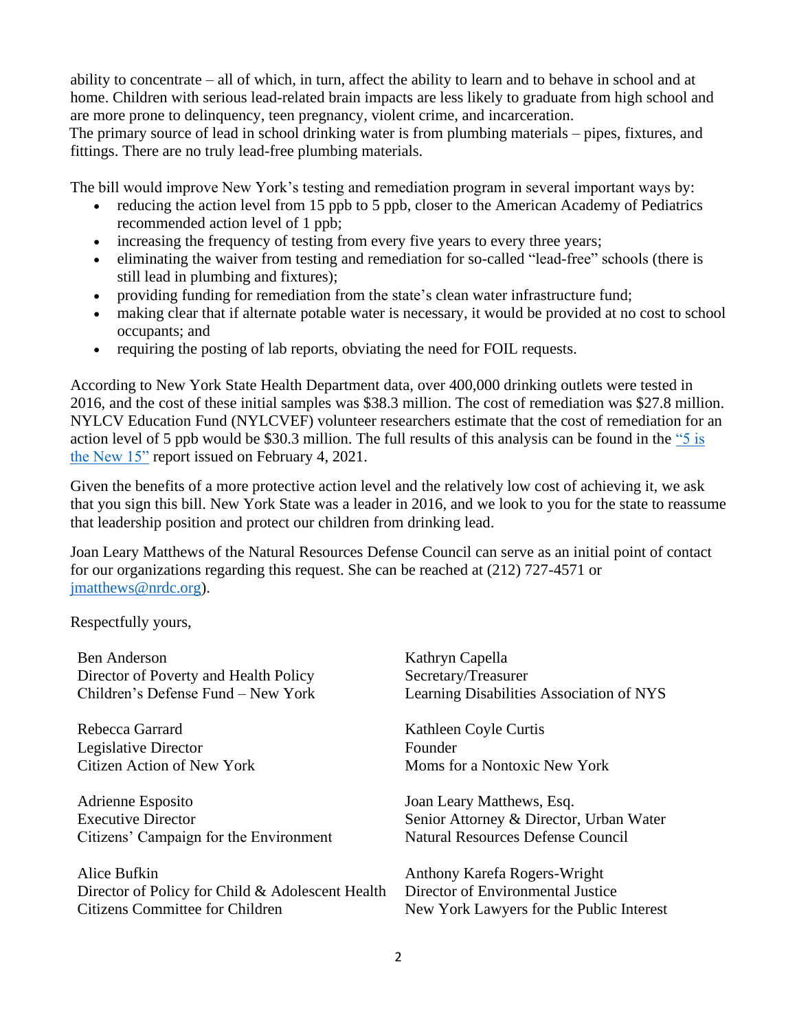ability to concentrate – all of which, in turn, affect the ability to learn and to behave in school and at home. Children with serious lead-related brain impacts are less likely to graduate from high school and are more prone to delinquency, teen pregnancy, violent crime, and incarceration.

The primary source of lead in school drinking water is from plumbing materials – pipes, fixtures, and fittings. There are no truly lead-free plumbing materials.

The bill would improve New York's testing and remediation program in several important ways by:

- reducing the action level from 15 ppb to 5 ppb, closer to the American Academy of Pediatrics recommended action level of 1 ppb;
- increasing the frequency of testing from every five years to every three years;
- eliminating the waiver from testing and remediation for so-called "lead-free" schools (there is still lead in plumbing and fixtures);
- providing funding for remediation from the state's clean water infrastructure fund;
- making clear that if alternate potable water is necessary, it would be provided at no cost to school occupants; and
- requiring the posting of lab reports, obviating the need for FOIL requests.

According to New York State Health Department data, over 400,000 drinking outlets were tested in 2016, and the cost of these initial samples was $38.3 million. The cost of remediation was $27.8 million. NYLCV Education Fund (NYLCVEF) volunteer researchers estimate that the cost of remediation for an action level of 5 ppb would be $30.3 million. The full results of this analysis can be found in the "5 is the New 15" report issued on February 4, 2021.

Given the benefits of a more protective action level and the relatively low cost of achieving it, we ask that you sign this bill. New York State was a leader in 2016, and we look to you for the state to reassume that leadership position and protect our children from drinking lead.

Joan Leary Matthews of the Natural Resources Defense Council can serve as an initial point of contact for our organizations regarding this request. She can be reached at (212) 727-4571 or jmatthews@nrdc.org).

Respectfully yours,

Ben Anderson
Director of Poverty and Health Policy
Children's Defense Fund – New York

Kathryn Capella
Secretary/Treasurer
Learning Disabilities Association of NYS

Rebecca Garrard
Legislative Director
Citizen Action of New York

Kathleen Coyle Curtis
Founder
Moms for a Nontoxic New York

Adrienne Esposito
Executive Director
Citizens' Campaign for the Environment

Joan Leary Matthews, Esq.
Senior Attorney & Director, Urban Water
Natural Resources Defense Council

Alice Bufkin
Director of Policy for Child & Adolescent Health
Citizens Committee for Children

Anthony Karefa Rogers-Wright
Director of Environmental Justice
New York Lawyers for the Public Interest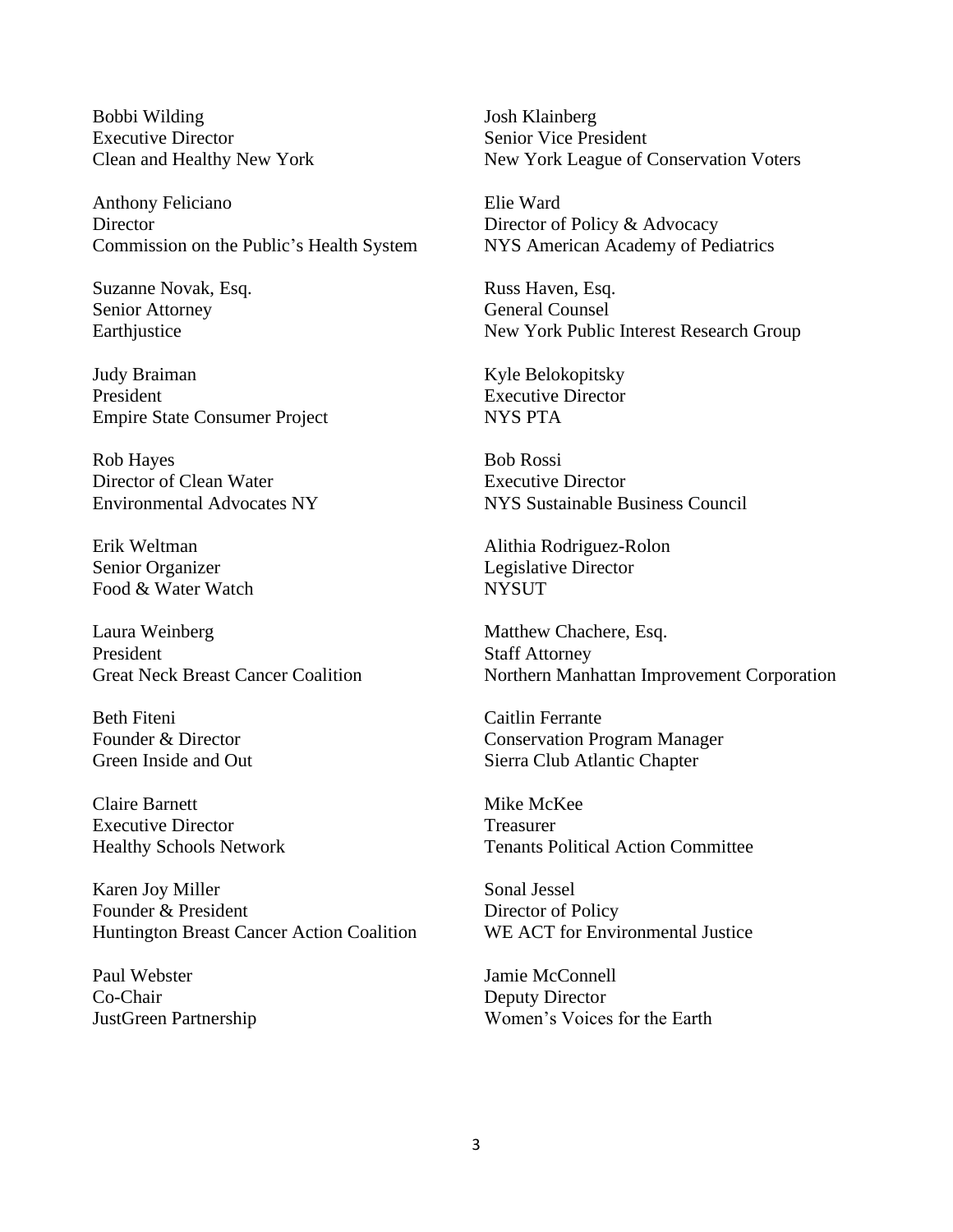Bobbi Wilding
Executive Director
Clean and Healthy New York

Anthony Feliciano
Director
Commission on the Public's Health System

Suzanne Novak, Esq.
Senior Attorney
Earthjustice

Judy Braiman
President
Empire State Consumer Project

Rob Hayes
Director of Clean Water
Environmental Advocates NY

Erik Weltman
Senior Organizer
Food & Water Watch

Laura Weinberg
President
Great Neck Breast Cancer Coalition

Beth Fiteni
Founder & Director
Green Inside and Out

Claire Barnett
Executive Director
Healthy Schools Network

Karen Joy Miller
Founder & President
Huntington Breast Cancer Action Coalition

Paul Webster
Co-Chair
JustGreen Partnership

Josh Klainberg
Senior Vice President
New York League of Conservation Voters

Elie Ward
Director of Policy & Advocacy
NYS American Academy of Pediatrics

Russ Haven, Esq.
General Counsel
New York Public Interest Research Group

Kyle Belokopitsky
Executive Director
NYS PTA

Bob Rossi
Executive Director
NYS Sustainable Business Council

Alithia Rodriguez-Rolon
Legislative Director
NYSUT

Matthew Chachere, Esq.
Staff Attorney
Northern Manhattan Improvement Corporation

Caitlin Ferrante
Conservation Program Manager
Sierra Club Atlantic Chapter

Mike McKee
Treasurer
Tenants Political Action Committee

Sonal Jessel
Director of Policy
WE ACT for Environmental Justice

Jamie McConnell
Deputy Director
Women's Voices for the Earth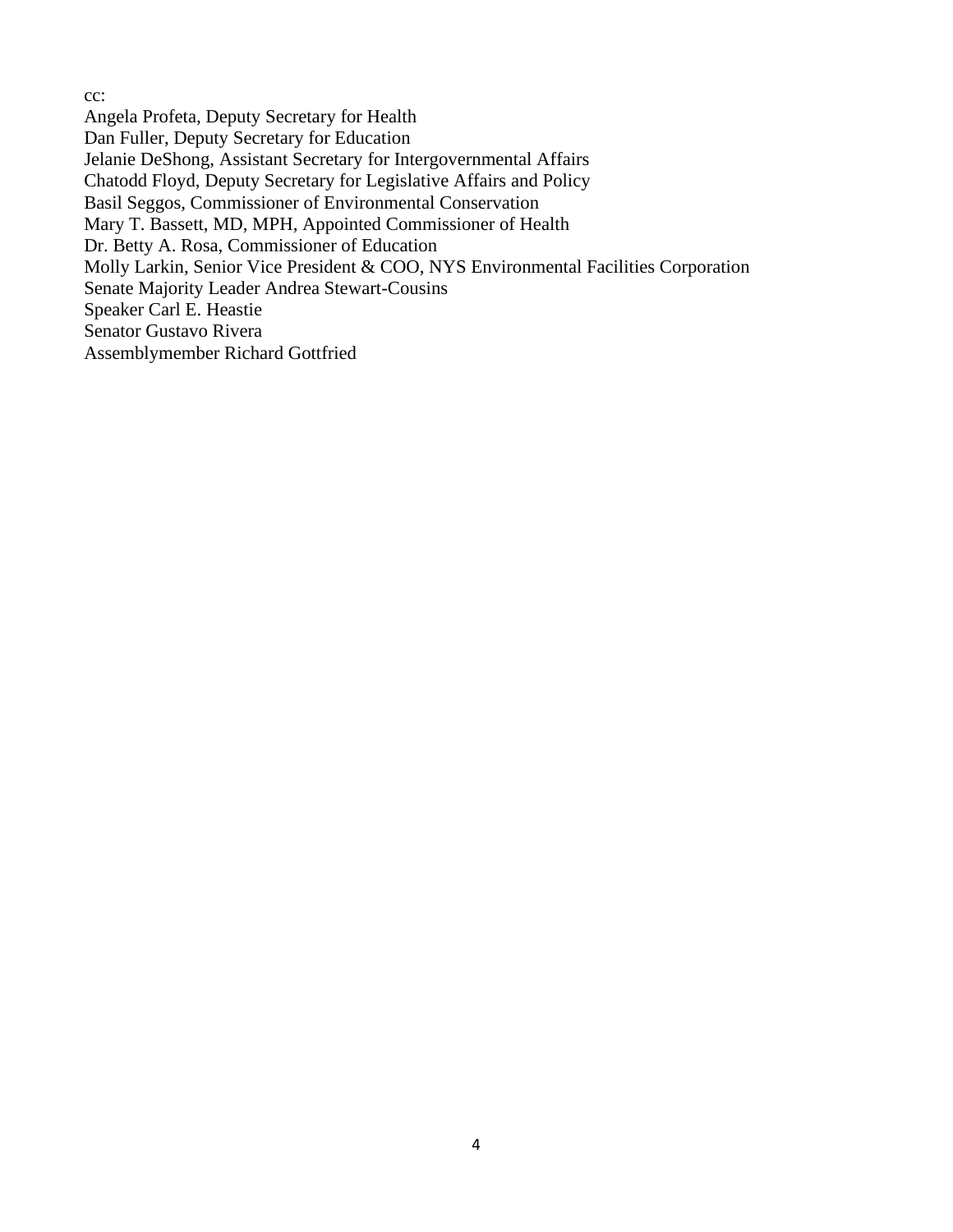cc:

Angela Profeta, Deputy Secretary for Health
Dan Fuller, Deputy Secretary for Education
Jelanie DeShong, Assistant Secretary for Intergovernmental Affairs
Chatodd Floyd, Deputy Secretary for Legislative Affairs and Policy
Basil Seggos, Commissioner of Environmental Conservation
Mary T. Bassett, MD, MPH, Appointed Commissioner of Health
Dr. Betty A. Rosa, Commissioner of Education
Molly Larkin, Senior Vice President & COO, NYS Environmental Facilities Corporation
Senate Majority Leader Andrea Stewart-Cousins
Speaker Carl E. Heastie
Senator Gustavo Rivera
Assemblymember Richard Gottfried